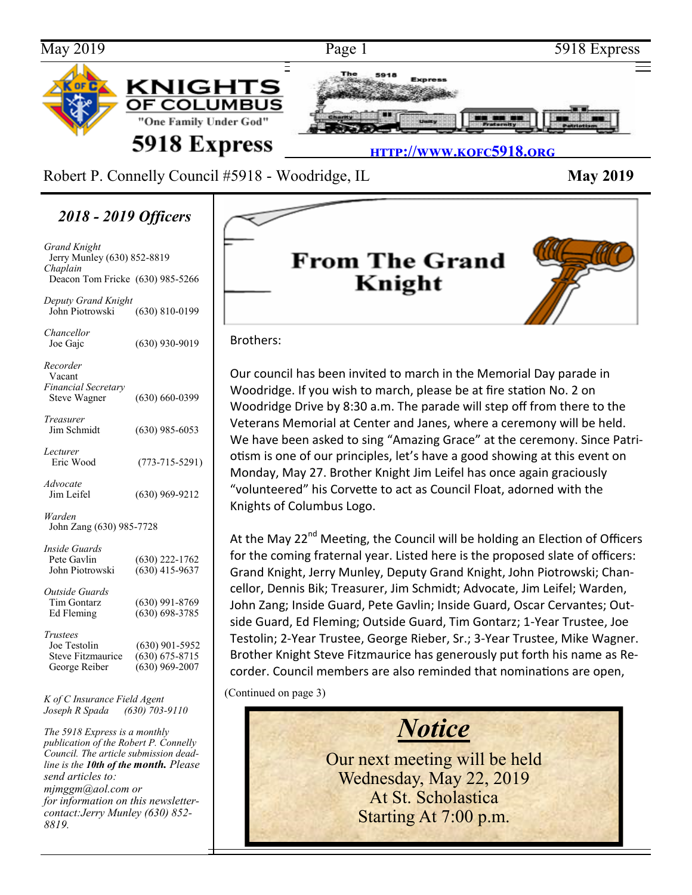# KNIGHTS OF COLUMBUS

"One Family Under God"

# 5918 Express

HTTP://WWW.KOFC5918.ORG

Robert P. Connelly Council #5918 - Woodridge, IL **May 2019**

## *2018 - 2019 Officers*

*Grand Knight*
Jerry Munley (630) 852-8819

*Chaplain*
Deacon Tom Fricke (630) 985-5266

*Deputy Grand Knight*
John Piotrowski (630) 810-0199

*Chancellor*
Joe Gajc (630) 930-9019

*Recorder*
Vacant

*Financial Secretary*
Steve Wagner (630) 660-0399

*Treasurer*
Jim Schmidt (630) 985-6053

*Lecturer*
Eric Wood (773-715-5291)

*Advocate*
Jim Leifel (630) 969-9212

*Warden*
John Zang (630) 985-7728

*Inside Guards*
Pete Gavlin (630) 222-1762
John Piotrowski (630) 415-9637

*Outside Guards*
Tim Gontarz (630) 991-8769
Ed Fleming (630) 698-3785

*Trustees*
Joe Testolin (630) 901-5952
Steve Fitzmaurice (630) 675-8715
George Reiber (630) 969-2007

*K of C Insurance Field Agent*
*Joseph R Spada (630) 703-9110*

*The 5918 Express is a monthly publication of the Robert P. Connelly Council. The article submission deadline is the* ***10th of the month.*** *Please send articles to: mjmggm@aol.com or for information on this newsletter- contact:Jerry Munley (630) 852-8819.*

## From The Grand Knight

Brothers:

Our council has been invited to march in the Memorial Day parade in Woodridge. If you wish to march, please be at fire station No. 2 on Woodridge Drive by 8:30 a.m. The parade will step off from there to the Veterans Memorial at Center and Janes, where a ceremony will be held. We have been asked to sing "Amazing Grace" at the ceremony. Since Patriotism is one of our principles, let's have a good showing at this event on Monday, May 27. Brother Knight Jim Leifel has once again graciously "volunteered" his Corvette to act as Council Float, adorned with the Knights of Columbus Logo.

At the May 22nd Meeting, the Council will be holding an Election of Officers for the coming fraternal year. Listed here is the proposed slate of officers: Grand Knight, Jerry Munley, Deputy Grand Knight, John Piotrowski; Chancellor, Dennis Bik; Treasurer, Jim Schmidt; Advocate, Jim Leifel; Warden, John Zang; Inside Guard, Pete Gavlin; Inside Guard, Oscar Cervantes; Outside Guard, Ed Fleming; Outside Guard, Tim Gontarz; 1-Year Trustee, Joe Testolin; 2-Year Trustee, George Rieber, Sr.; 3-Year Trustee, Mike Wagner. Brother Knight Steve Fitzmaurice has generously put forth his name as Recorder. Council members are also reminded that nominations are open,

(Continued on page 3)

## *Notice*

Our next meeting will be held
Wednesday, May 22, 2019
At St. Scholastica
Starting At 7:00 p.m.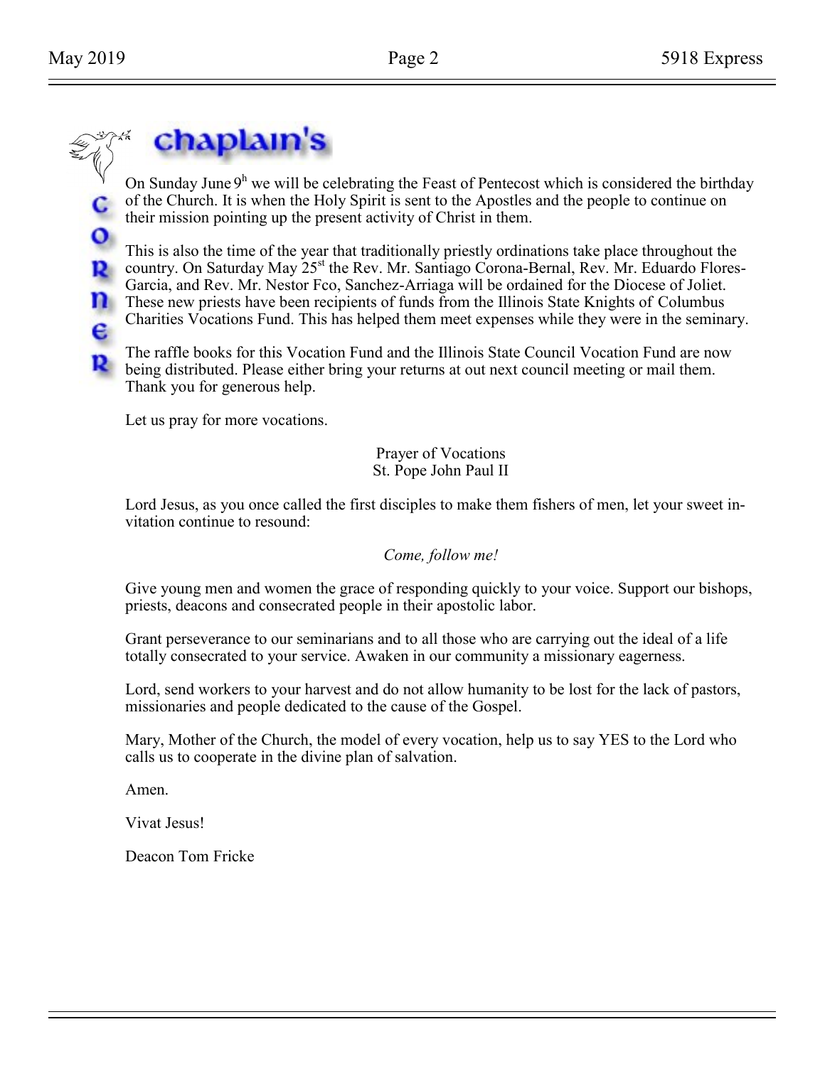# Chaplain's Corner

On Sunday June 9[h] we will be celebrating the Feast of Pentecost which is considered the birthday of the Church. It is when the Holy Spirit is sent to the Apostles and the people to continue on their mission pointing up the present activity of Christ in them.

This is also the time of the year that traditionally priestly ordinations take place throughout the country. On Saturday May 25[st] the Rev. Mr. Santiago Corona-Bernal, Rev. Mr. Eduardo Flores-Garcia, and Rev. Mr. Nestor Fco, Sanchez-Arriaga will be ordained for the Diocese of Joliet. These new priests have been recipients of funds from the Illinois State Knights of Columbus Charities Vocations Fund. This has helped them meet expenses while they were in the seminary.

The raffle books for this Vocation Fund and the Illinois State Council Vocation Fund are now being distributed. Please either bring your returns at out next council meeting or mail them. Thank you for generous help.

Let us pray for more vocations.

Prayer of Vocations
St. Pope John Paul II

Lord Jesus, as you once called the first disciples to make them fishers of men, let your sweet invitation continue to resound:

*Come, follow me!*

Give young men and women the grace of responding quickly to your voice. Support our bishops, priests, deacons and consecrated people in their apostolic labor.

Grant perseverance to our seminarians and to all those who are carrying out the ideal of a life totally consecrated to your service. Awaken in our community a missionary eagerness.

Lord, send workers to your harvest and do not allow humanity to be lost for the lack of pastors, missionaries and people dedicated to the cause of the Gospel.

Mary, Mother of the Church, the model of every vocation, help us to say YES to the Lord who calls us to cooperate in the divine plan of salvation.

Amen.

Vivat Jesus!

Deacon Tom Fricke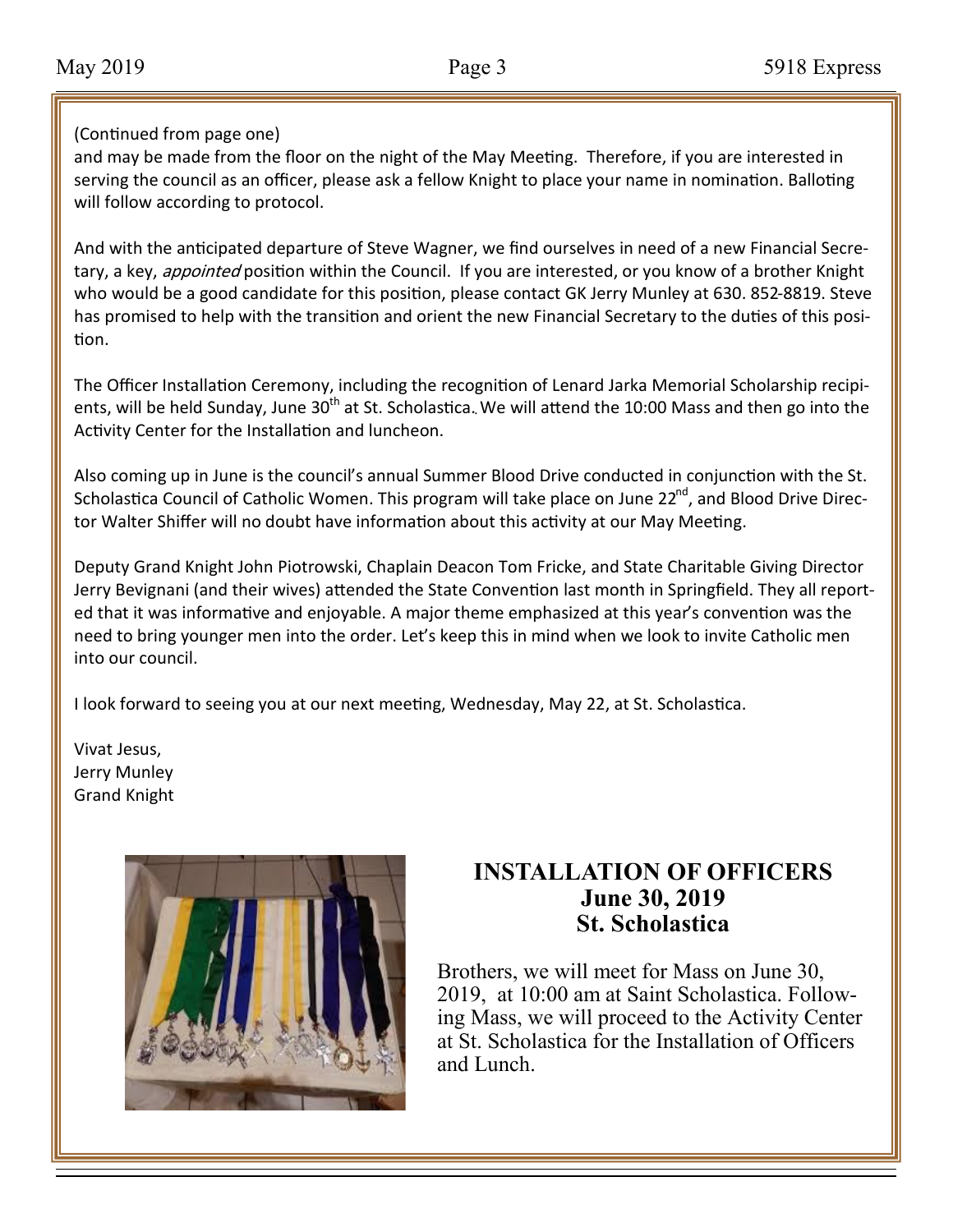(Continued from page one)
and may be made from the floor on the night of the May Meeting. Therefore, if you are interested in serving the council as an officer, please ask a fellow Knight to place your name in nomination. Balloting will follow according to protocol.

And with the anticipated departure of Steve Wagner, we find ourselves in need of a new Financial Secretary, a key, *appointed* position within the Council. If you are interested, or you know of a brother Knight who would be a good candidate for this position, please contact GK Jerry Munley at 630. 852-8819. Steve has promised to help with the transition and orient the new Financial Secretary to the duties of this position.

The Officer Installation Ceremony, including the recognition of Lenard Jarka Memorial Scholarship recipients, will be held Sunday, June 30th at St. Scholastica. We will attend the 10:00 Mass and then go into the Activity Center for the Installation and luncheon.

Also coming up in June is the council's annual Summer Blood Drive conducted in conjunction with the St. Scholastica Council of Catholic Women. This program will take place on June 22nd, and Blood Drive Director Walter Shiffer will no doubt have information about this activity at our May Meeting.

Deputy Grand Knight John Piotrowski, Chaplain Deacon Tom Fricke, and State Charitable Giving Director Jerry Bevignani (and their wives) attended the State Convention last month in Springfield. They all reported that it was informative and enjoyable. A major theme emphasized at this year's convention was the need to bring younger men into the order. Let's keep this in mind when we look to invite Catholic men into our council.

I look forward to seeing you at our next meeting, Wednesday, May 22, at St. Scholastica.

Vivat Jesus,
Jerry Munley
Grand Knight

## INSTALLATION OF OFFICERS
## June 30, 2019
## St. Scholastica

Brothers, we will meet for Mass on June 30, 2019, at 10:00 am at Saint Scholastica. Following Mass, we will proceed to the Activity Center at St. Scholastica for the Installation of Officers and Lunch.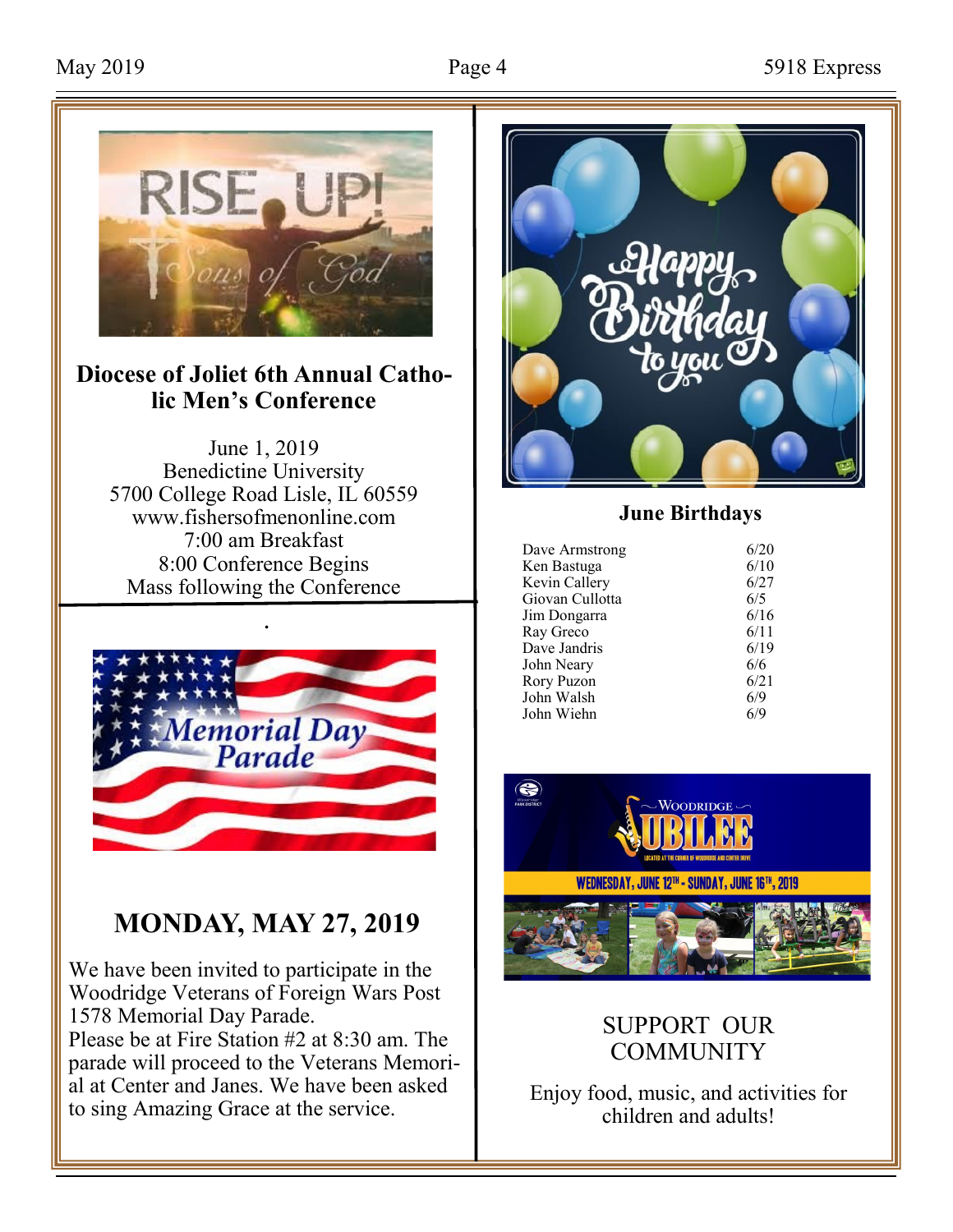## Diocese of Joliet 6th Annual Catholic Men's Conference

June 1, 2019
Benedictine University
5700 College Road Lisle, IL 60559
www.fishersofmenonline.com
7:00 am Breakfast
8:00 Conference Begins
Mass following the Conference

## MONDAY, MAY 27, 2019

We have been invited to participate in the Woodridge Veterans of Foreign Wars Post 1578 Memorial Day Parade.
Please be at Fire Station #2 at 8:30 am. The parade will proceed to the Veterans Memorial at Center and Janes. We have been asked to sing Amazing Grace at the service.

## June Birthdays

| Name | Date |
|---|---|
| Dave Armstrong | 6/20 |
| Ken Bastuga | 6/10 |
| Kevin Callery | 6/27 |
| Giovan Cullotta | 6/5 |
| Jim Dongarra | 6/16 |
| Ray Greco | 6/11 |
| Dave Jandris | 6/19 |
| John Neary | 6/6 |
| Rory Puzon | 6/21 |
| John Walsh | 6/9 |
| John Wiehn | 6/9 |

## SUPPORT OUR COMMUNITY

Enjoy food, music, and activities for children and adults!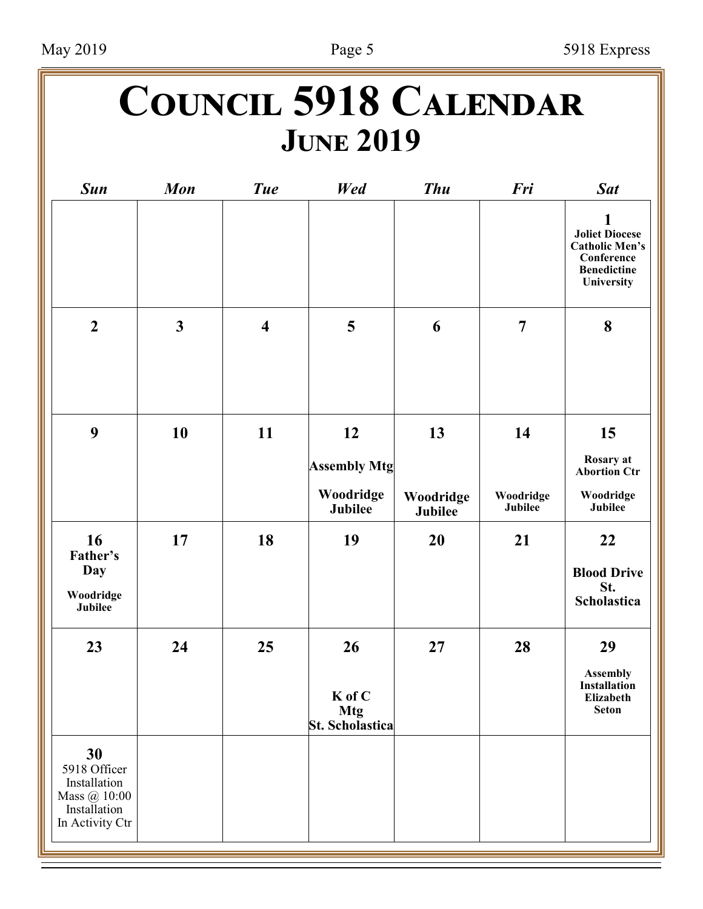# Council 5918 Calendar
## June 2019

| Sun | Mon | Tue | Wed | Thu | Fri | Sat |
|---|---|---|---|---|---|---|
| | | | | | | **1** Joliet Diocese Catholic Men's Conference Benedictine University |
| **2** | **3** | **4** | **5** | **6** | **7** | **8** |
| **9** | **10** | **11** | **12** Assembly Mtg Woodridge Jubilee | **13** Woodridge Jubilee | **14** Woodridge Jubilee | **15** Rosary at Abortion Ctr Woodridge Jubilee |
| **16** Father's Day Woodridge Jubilee | **17** | **18** | **19** | **20** | **21** | **22** Blood Drive St. Scholastica |
| **23** | **24** | **25** | **26** K of C Mtg St. Scholastica | **27** | **28** | **29** Assembly Installation Elizabeth Seton |
| **30** 5918 Officer Installation Mass @ 10:00 Installation In Activity Ctr | | | | | | |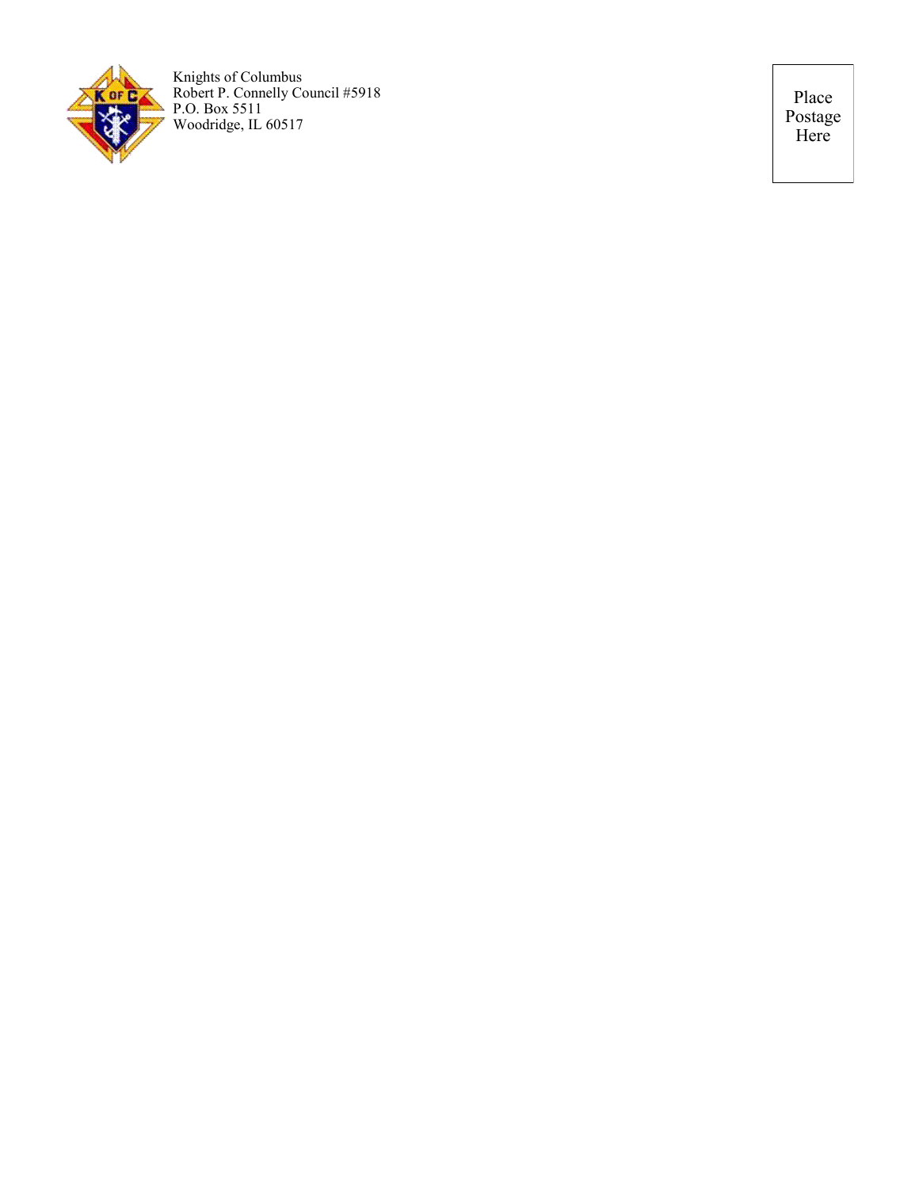Knights of Columbus
Robert P. Connelly Council #5918
P.O. Box 5511
Woodridge, IL 60517

Place
Postage
Here